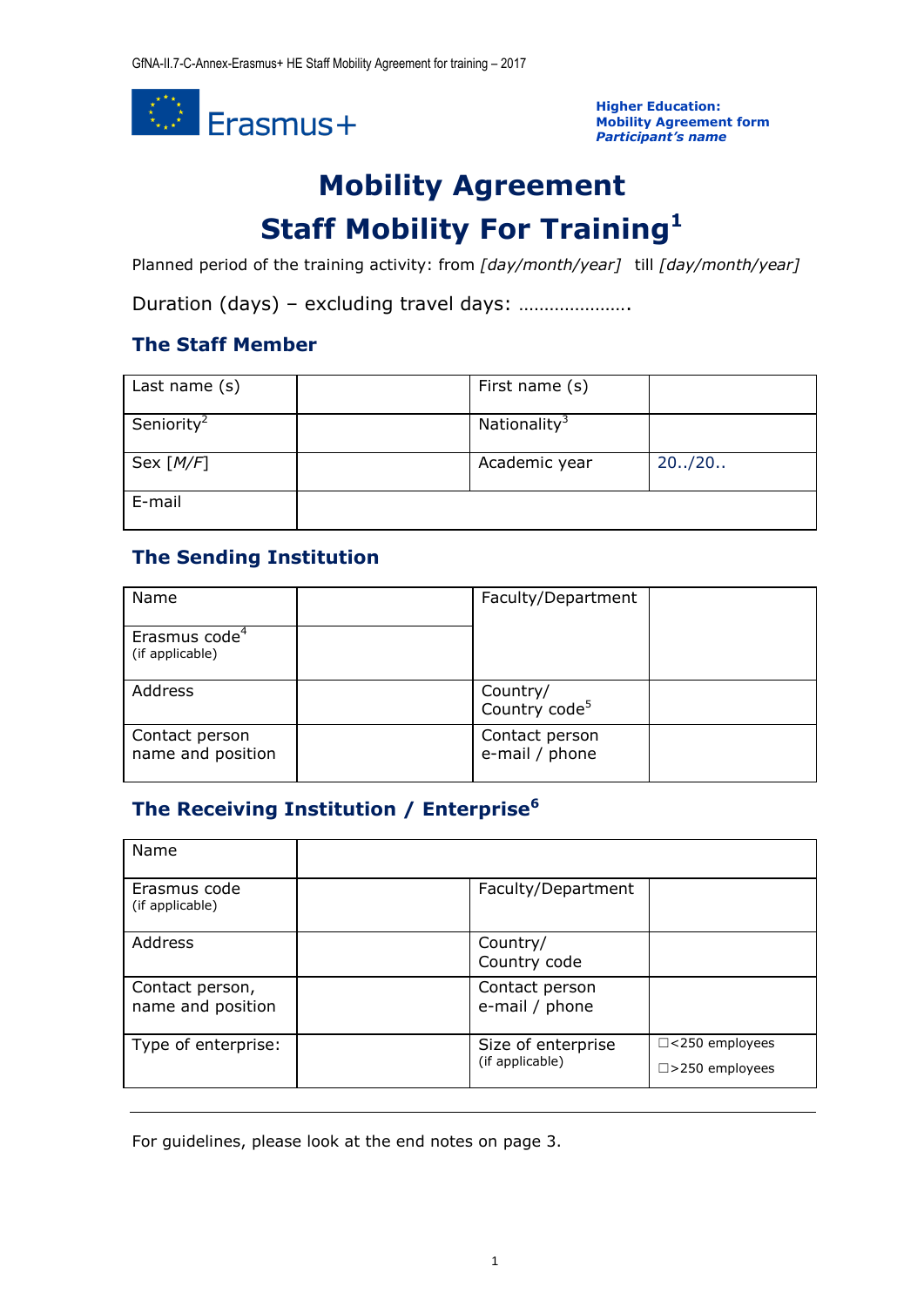Higher Education:
Mobility Agreement form
*Participant's name*

# Mobility Agreement
# Staff Mobility For Training[1]

Planned period of the training activity: from *[day/month/year]* till *[day/month/year]*

Duration (days) – excluding travel days: ………………….

## The Staff Member

| Last name (s) | | First name (s) | |
|---|---|---|---|
| Seniority[2] | | Nationality[3] | |
| Sex *[M/F]* | | Academic year | 20../20.. |
| E-mail | | | |

## The Sending Institution

| Name | | Faculty/Department | |
|---|---|---|---|
| Erasmus code[4] (if applicable) | | | |
| Address | | Country/ Country code[5] | |
| Contact person name and position | | Contact person e-mail / phone | |

## The Receiving Institution / Enterprise[6]

| Name | | | |
|---|---|---|---|
| Erasmus code (if applicable) | | Faculty/Department | |
| Address | | Country/ Country code | |
| Contact person, name and position | | Contact person e-mail / phone | |
| Type of enterprise: | | Size of enterprise (if applicable) | ☐<250 employees ☐>250 employees |

For guidelines, please look at the end notes on page 3.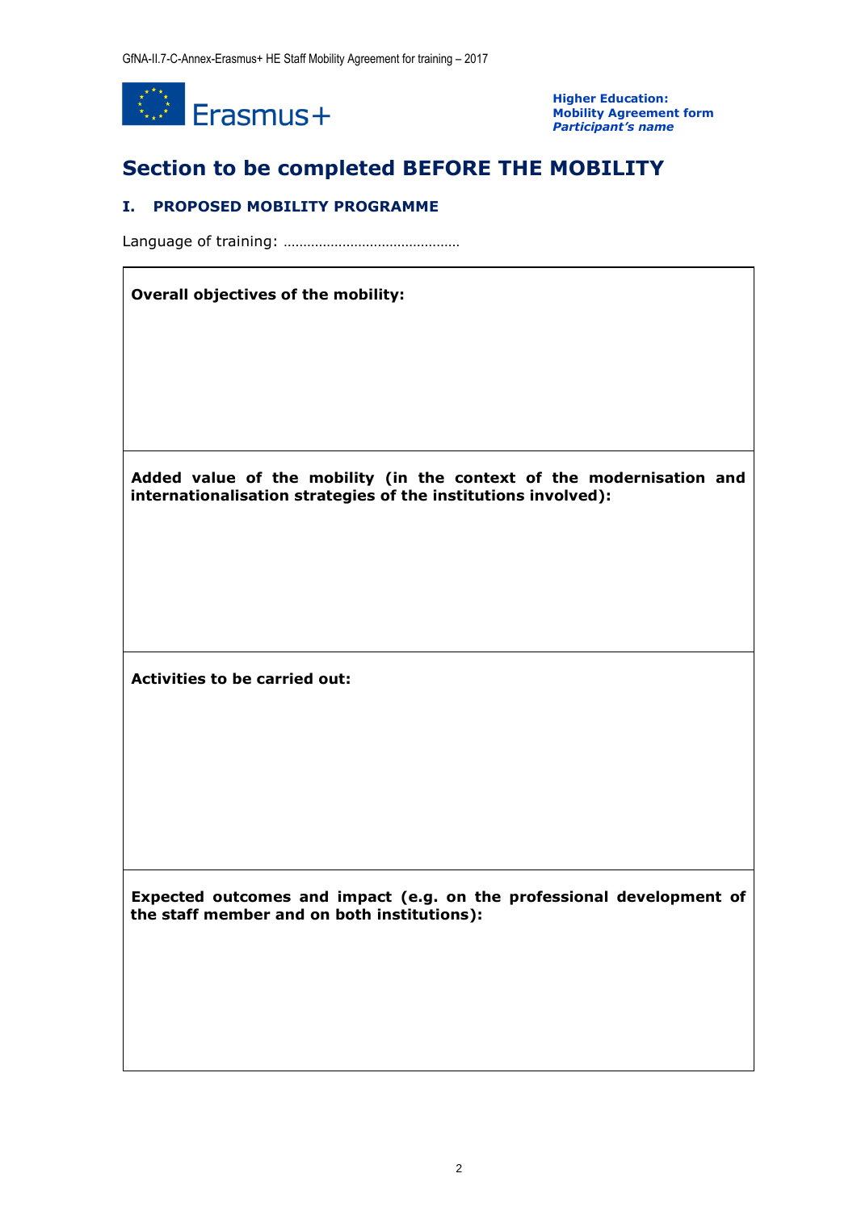**Higher Education:**
**Mobility Agreement form**
***Participant's name***

# Section to be completed BEFORE THE MOBILITY

## I. PROPOSED MOBILITY PROGRAMME

Language of training: ………………………………………

| **Overall objectives of the mobility:** |
|---|
| **Added value of the mobility (in the context of the modernisation and internationalisation strategies of the institutions involved):** |
| **Activities to be carried out:** |
| **Expected outcomes and impact (e.g. on the professional development of the staff member and on both institutions):** |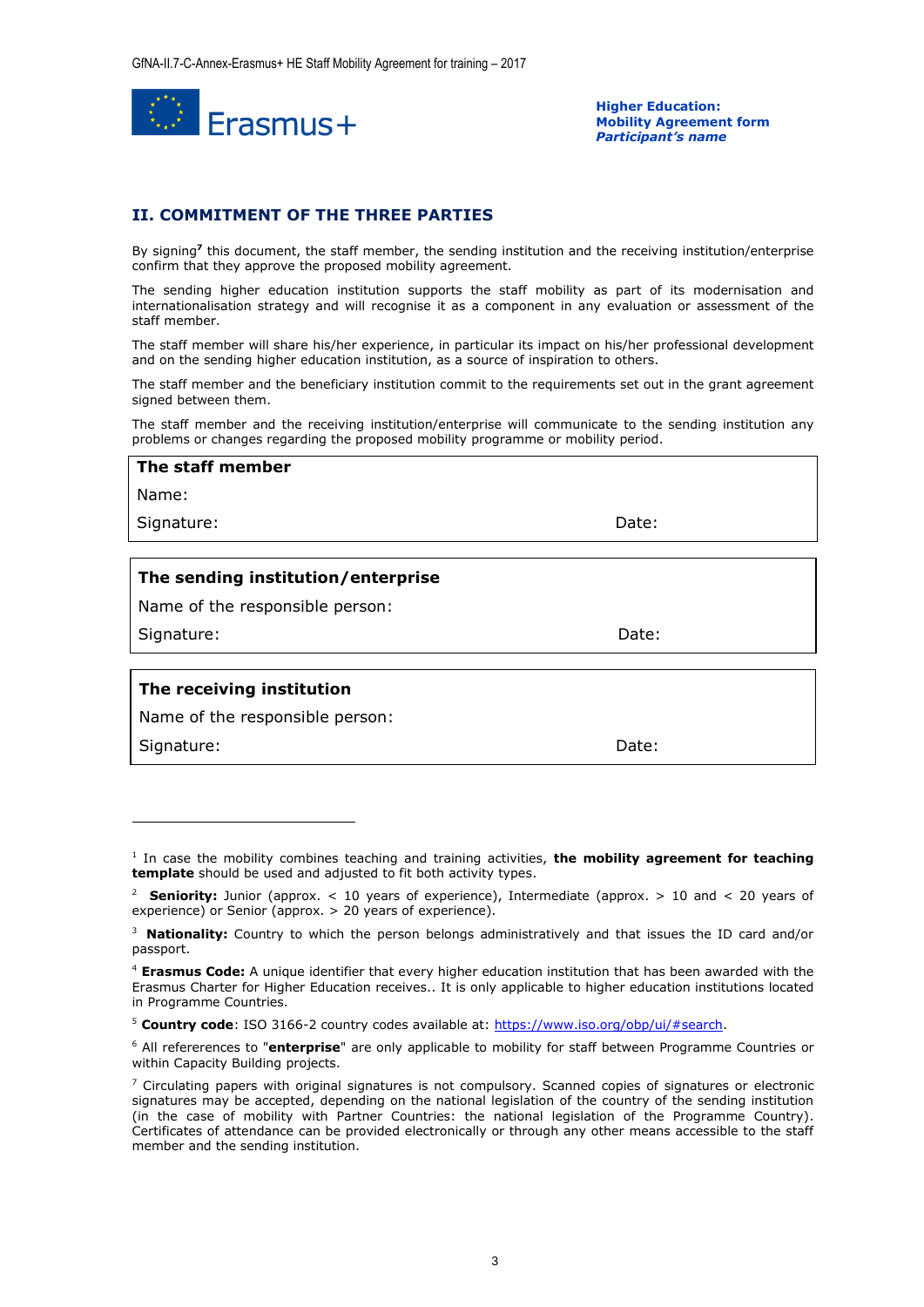## II. COMMITMENT OF THE THREE PARTIES

By signing[7] this document, the staff member, the sending institution and the receiving institution/enterprise confirm that they approve the proposed mobility agreement.

The sending higher education institution supports the staff mobility as part of its modernisation and internationalisation strategy and will recognise it as a component in any evaluation or assessment of the staff member.

The staff member will share his/her experience, in particular its impact on his/her professional development and on the sending higher education institution, as a source of inspiration to others.

The staff member and the beneficiary institution commit to the requirements set out in the grant agreement signed between them.

The staff member and the receiving institution/enterprise will communicate to the sending institution any problems or changes regarding the proposed mobility programme or mobility period.

| **The staff member** | |
|---|---|
| Name: | |
| Signature: | Date: |

| **The sending institution/enterprise** | |
|---|---|
| Name of the responsible person: | |
| Signature: | Date: |

| **The receiving institution** | |
|---|---|
| Name of the responsible person: | |
| Signature: | Date: |

---

[1] In case the mobility combines teaching and training activities, **the mobility agreement for teaching template** should be used and adjusted to fit both activity types.

[2] **Seniority:** Junior (approx. < 10 years of experience), Intermediate (approx. > 10 and < 20 years of experience) or Senior (approx. > 20 years of experience).

[3] **Nationality:** Country to which the person belongs administratively and that issues the ID card and/or passport.

[4] **Erasmus Code:** A unique identifier that every higher education institution that has been awarded with the Erasmus Charter for Higher Education receives.. It is only applicable to higher education institutions located in Programme Countries.

[5] **Country code**: ISO 3166-2 country codes available at: https://www.iso.org/obp/ui/#search.

[6] All refereerences to "**enterprise**" are only applicable to mobility for staff between Programme Countries or within Capacity Building projects.

[7] Circulating papers with original signatures is not compulsory. Scanned copies of signatures or electronic signatures may be accepted, depending on the national legislation of the country of the sending institution (in the case of mobility with Partner Countries: the national legislation of the Programme Country). Certificates of attendance can be provided electronically or through any other means accessible to the staff member and the sending institution.